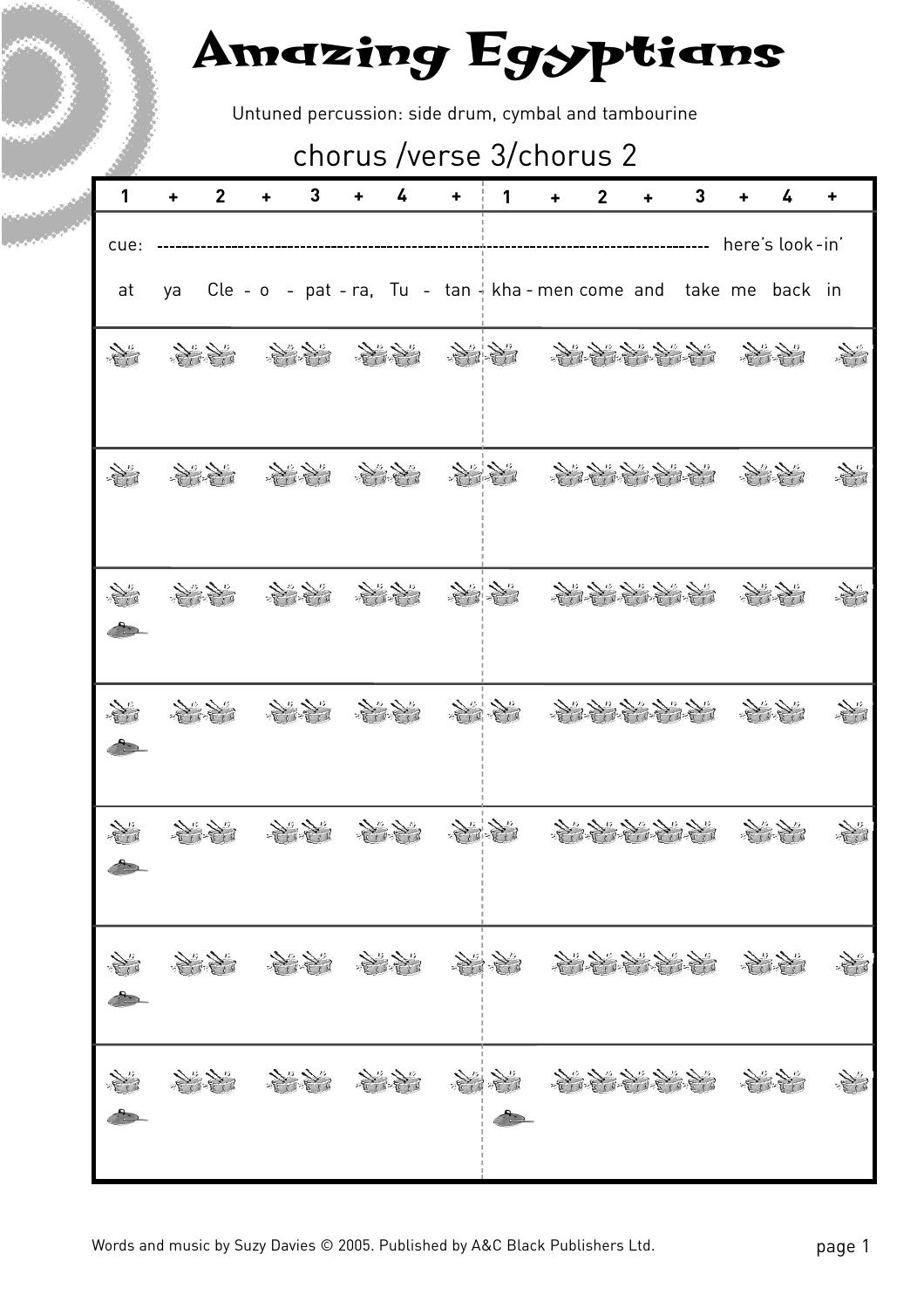# Amazing Egyptians

Untuned percussion: side drum, cymbal and tambourine

## chorus /verse 3/chorus 2

| 1 | + | 2 | + | 3 | + | 4 | + | 1 | + | 2 | + | 3 | + | 4 | + |
|---|---|---|---|---|---|---|---|---|---|---|---|---|---|---|---|

cue: ------------------------------------------------------------------------------------------ here's look - in'

at ya Cle - o - pat - ra, Tu - tan - kha - men come and take me back in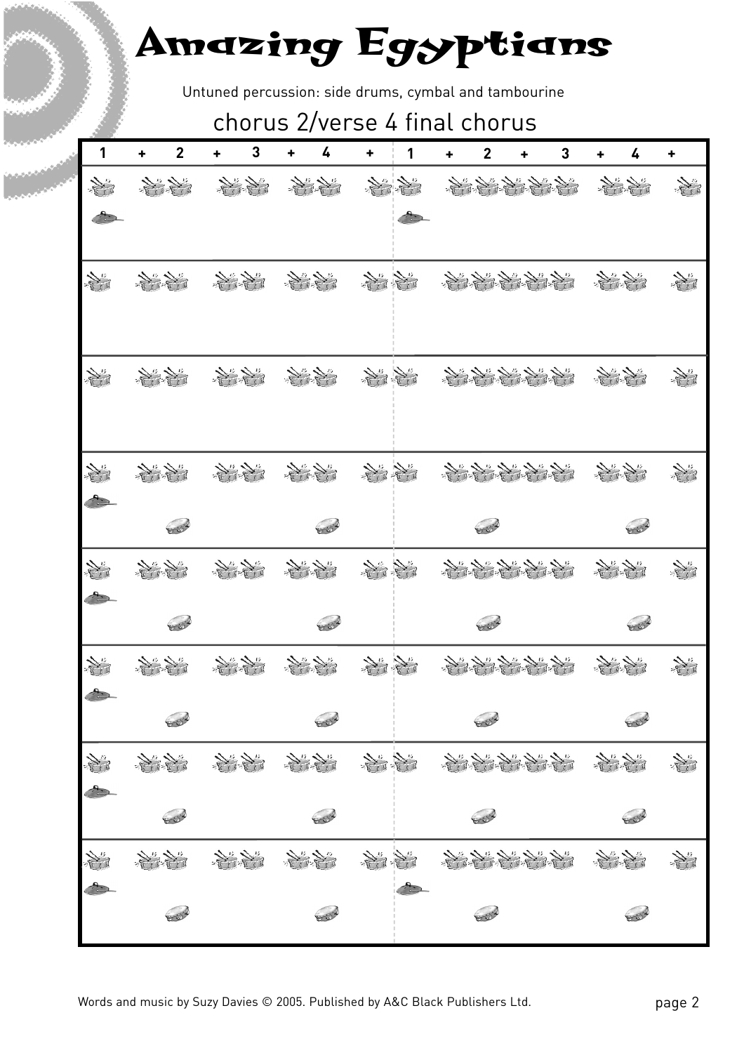# Amazing Egyptians

Untuned percussion: side drums, cymbal and tambourine

## chorus 2/verse 4 final chorus

| 1 | + | 2 | + | 3 | + | 4 | + | 1 | + | 2 | + | 3 | + | 4 | + |
|---|---|---|---|---|---|---|---|---|---|---|---|---|---|---|---|

Words and music by Suzy Davies © 2005. Published by A&C Black Publishers Ltd.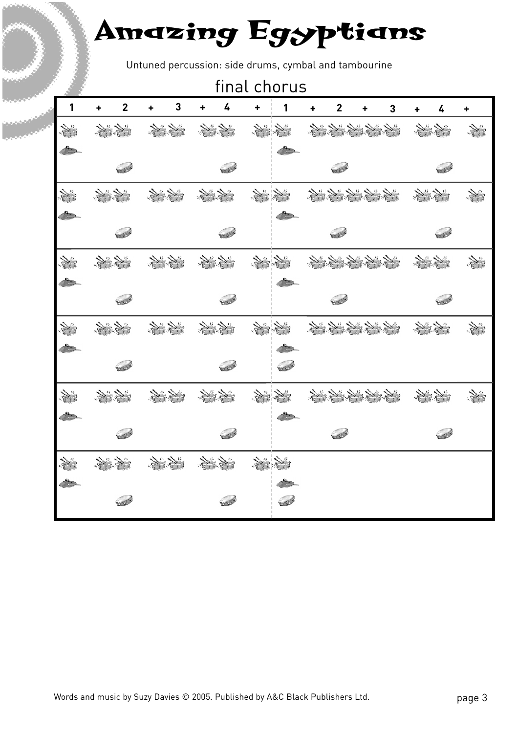# Amazing Egyptians

Untuned percussion: side drums, cymbal and tambourine

## final chorus

| 1 | + | 2 | + | 3 | + | 4 | + | 1 | + | 2 | + | 3 | + | 4 | + |
|---|---|---|---|---|---|---|---|---|---|---|---|---|---|---|---|

Words and music by Suzy Davies © 2005. Published by A&C Black Publishers Ltd.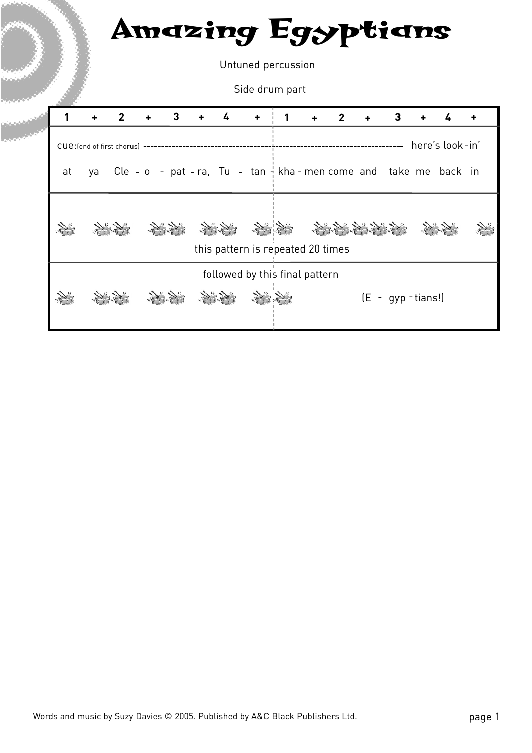# Amazing Egyptians

Untuned percussion

Side drum part

| 1 | + | 2 | + | 3 | + | 4 | + | 1 | + | 2 | + | 3 | + | 4 | + |
|---|---|---|---|---|---|---|---|---|---|---|---|---|---|---|---|
| cue: (end of first chorus) ------------------------------------------------------------------------ | | | | | | | | | | | | | | here's look - | in' |
| at | ya | Cle - o | - | pat - ra, | Tu - | tan - | | kha - men | come | and | | take | me | back | in |

this pattern is repeated 20 times

followed by this final pattern

(E - gyp - tians!)

Words and music by Suzy Davies © 2005. Published by A&C Black Publishers Ltd.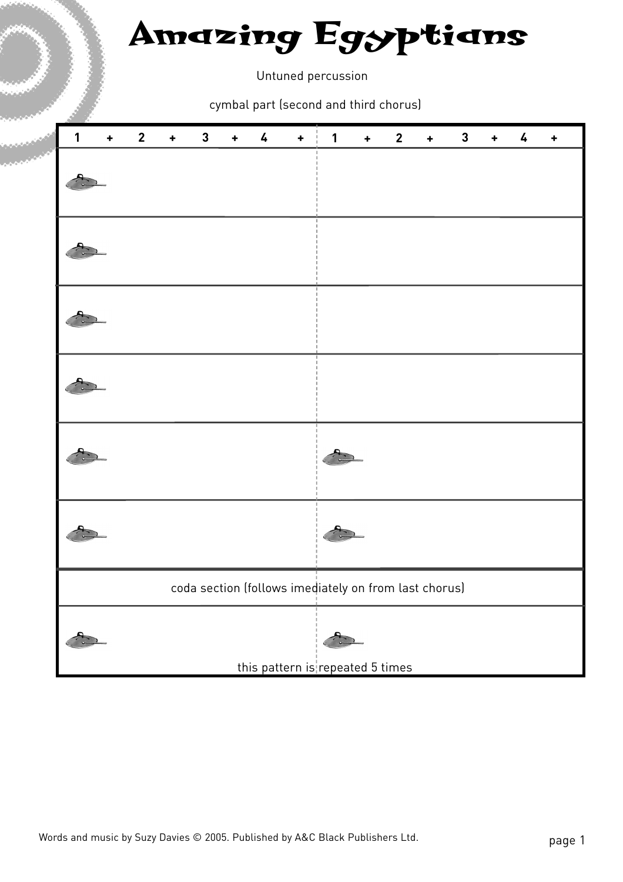# Amazing Egyptians

Untuned percussion

cymbal part (second and third chorus)

| 1 | + | 2 | + | 3 | + | 4 | + | 1 | + | 2 | + | 3 | + | 4 | + |
|---|---|---|---|---|---|---|---|---|---|---|---|---|---|---|---|
| cymbal | | | | | | | | | | | | | | | |
| cymbal | | | | | | | | | | | | | | | |
| cymbal | | | | | | | | | | | | | | | |
| cymbal | | | | | | | | | | | | | | | |
| cymbal | | | | | | | | cymbal | | | | | | | |
| cymbal | | | | | | | | cymbal | | | | | | | |
| coda section (follows imediately on from last chorus) | | | | | | | | | | | | | | | |
| cymbal | | | | | | | | cymbal | | | | | | | |
| this pattern is repeated 5 times | | | | | | | | | | | | | | | |

Words and music by Suzy Davies © 2005. Published by A&C Black Publishers Ltd.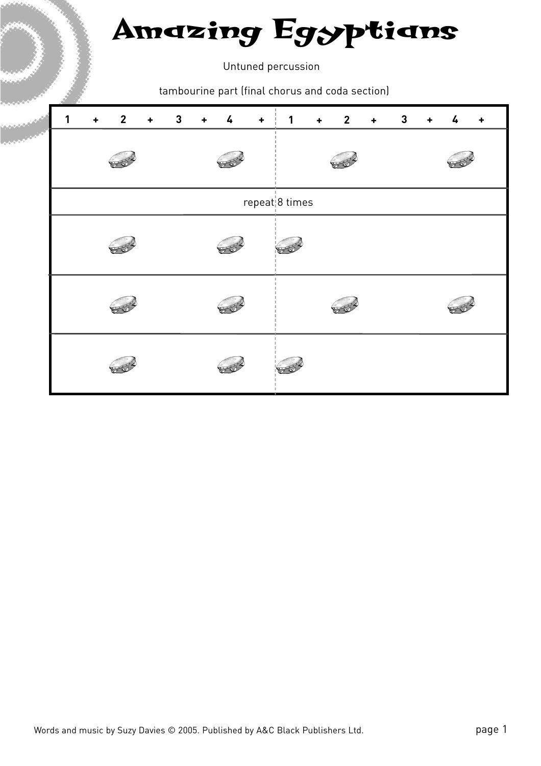# Amazing Egyptians

Untuned percussion

tambourine part (final chorus and coda section)

| 1 | + | 2 | + | 3 | + | 4 | + | 1 | + | 2 | + | 3 | + | 4 | + |
|---|---|---|---|---|---|---|---|---|---|---|---|---|---|---|---|

repeat 8 times

Words and music by Suzy Davies © 2005. Published by A&C Black Publishers Ltd.